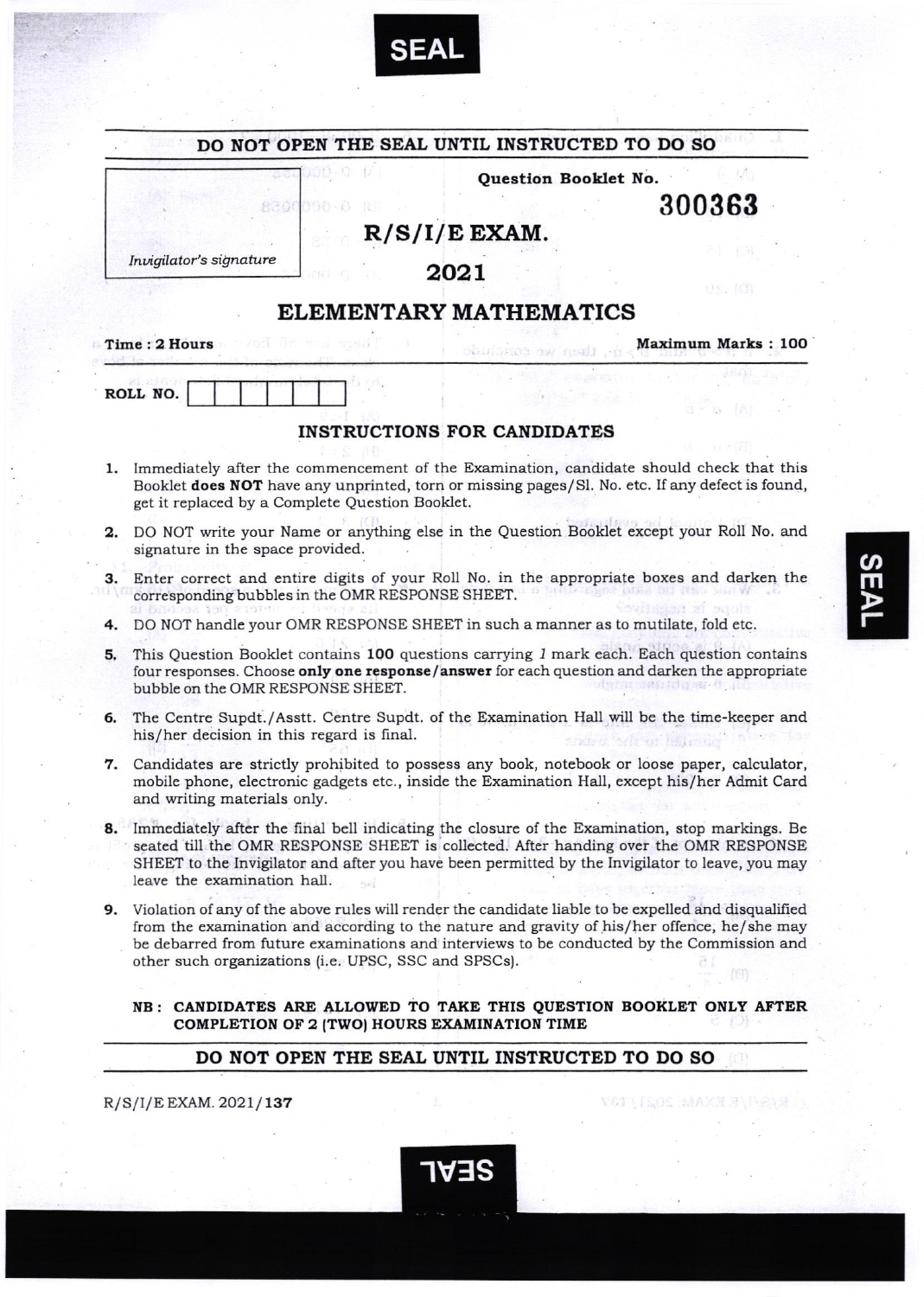SEAL

**DO NOT OPEN THE SEAL UNTIL INSTRUCTED TO DO SO**

*Invigilator's signature*

**Question Booklet No.** 300363

# R/S/I/E EXAM.

# 2021

# ELEMENTARY MATHEMATICS

**Time : 2 Hours** **Maximum Marks : 100**

**ROLL NO.**

## INSTRUCTIONS FOR CANDIDATES

1. Immediately after the commencement of the Examination, candidate should check that this Booklet **does NOT** have any unprinted, torn or missing pages/Sl. No. etc. If any defect is found, get it replaced by a Complete Question Booklet.
2. DO NOT write your Name or anything else in the Question Booklet except your Roll No. and signature in the space provided.
3. Enter correct and entire digits of your Roll No. in the appropriate boxes and darken the corresponding bubbles in the OMR RESPONSE SHEET.
4. DO NOT handle your OMR RESPONSE SHEET in such a manner as to mutilate, fold etc.
5. This Question Booklet contains **100** questions carrying *1* mark each. Each question contains four responses. Choose **only one response/answer** for each question and darken the appropriate bubble on the OMR RESPONSE SHEET.
6. The Centre Supdt./Asstt. Centre Supdt. of the Examination Hall will be the time-keeper and his/her decision in this regard is final.
7. Candidates are strictly prohibited to possess any book, notebook or loose paper, calculator, mobile phone, electronic gadgets etc., inside the Examination Hall, except his/her Admit Card and writing materials only.
8. Immediately after the final bell indicating the closure of the Examination, stop markings. Be seated till the OMR RESPONSE SHEET is collected. After handing over the OMR RESPONSE SHEET to the Invigilator and after you have been permitted by the Invigilator to leave, you may leave the examination hall.
9. Violation of any of the above rules will render the candidate liable to be expelled and disqualified from the examination and according to the nature and gravity of his/her offence, he/she may be debarred from future examinations and interviews to be conducted by the Commission and other such organizations (i.e. UPSC, SSC and SPSCs).

**NB : CANDIDATES ARE ALLOWED TO TAKE THIS QUESTION BOOKLET ONLY AFTER COMPLETION OF 2 (TWO) HOURS EXAMINATION TIME**

**DO NOT OPEN THE SEAL UNTIL INSTRUCTED TO DO SO**

R/S/I/E EXAM. 2021/**137**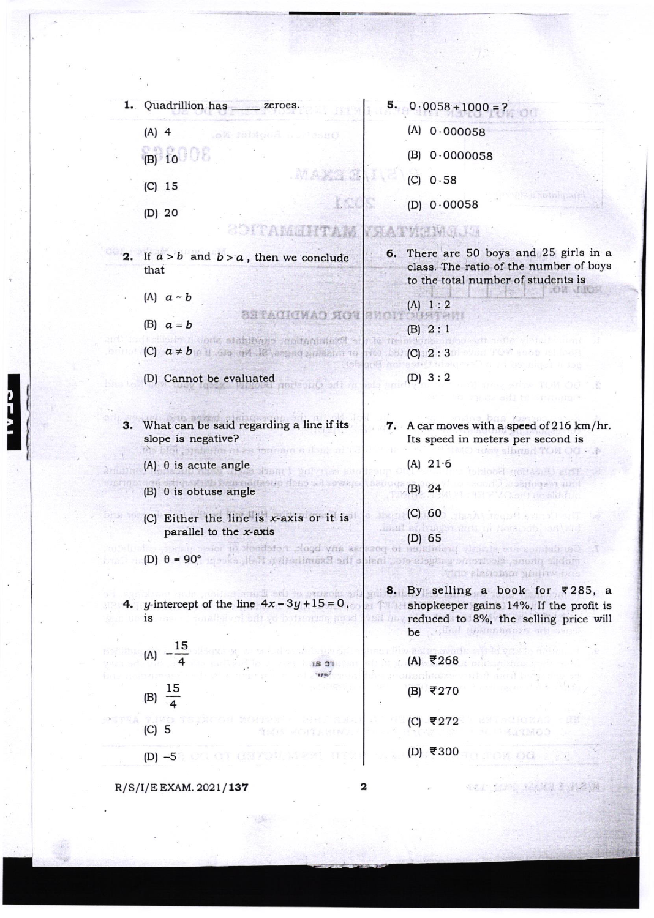1. Quadrillion has _____ zeroes.

(A) 4

(B) 10

(C) 15

(D) 20

2. If $a > b$ and $b > a$, then we conclude that

(A) $a \sim b$

(B) $a = b$

(C) $a \neq b$

(D) Cannot be evaluated

3. What can be said regarding a line if its slope is negative?

(A) $\theta$ is acute angle

(B) $\theta$ is obtuse angle

(C) Either the line is $x$-axis or it is parallel to the $x$-axis

(D) $\theta = 90°$

4. $y$-intercept of the line $4x - 3y + 15 = 0$, is

(A) $-\frac{15}{4}$

(B) $\frac{15}{4}$

(C) 5

(D) $-5$

5. $0 \cdot 0058 \div 1000 = ?$

(A) $0 \cdot 000058$

(B) $0 \cdot 0000058$

(C) $0 \cdot 58$

(D) $0 \cdot 00058$

6. There are 50 boys and 25 girls in a class. The ratio of the number of boys to the total number of students is

(A) 1 : 2

(B) 2 : 1

(C) 2 : 3

(D) 3 : 2

7. A car moves with a speed of 216 km/hr. Its speed in meters per second is

(A) $21 \cdot 6$

(B) 24

(C) 60

(D) 65

8. By selling a book for ₹285, a shopkeeper gains 14%. If the profit is reduced to 8%, the selling price will be

(A) ₹268

(B) ₹270

(C) ₹272

(D) ₹300